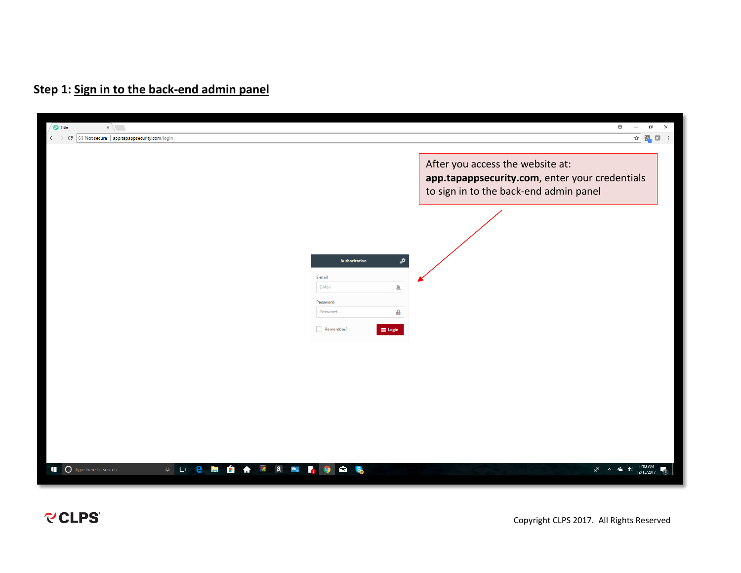## Step 1: Sign in to the back-end admin panel

After you access the website at: **app.tapappsecurity.com**, enter your credentials to sign in to the back-end admin panel

Copyright CLPS 2017. All Rights Reserved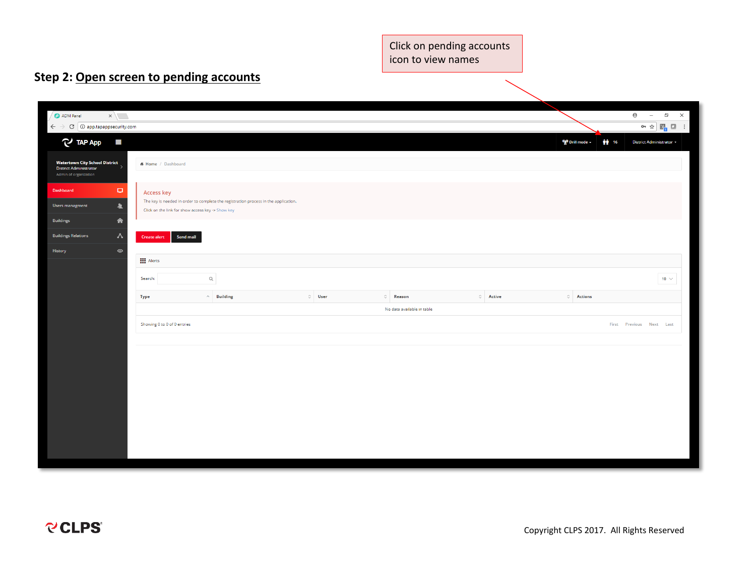## Step 2: Open screen to pending accounts

Click on pending accounts icon to view names

ADM Panel

app.tapappsecurity.com

TAP App

Drill mode 16 District Administrator

Watertown City School District
District Administrator
Admin of organization

Dashboard

Users managment

Buildings

Buildings Relations

History

Home / Dashboard

Access key

The key is needed in order to complete the registration process in the application.

Click on the link for show access key -> Show key

Create alert Send mail

Alerts

Search:

| Type | Building | User | Reason | Active | Actions |
| --- | --- | --- | --- | --- | --- |
| No data available in table | | | | | |

Showing 0 to 0 of 0 entries

First Previous Next Last

Copyright CLPS 2017. All Rights Reserved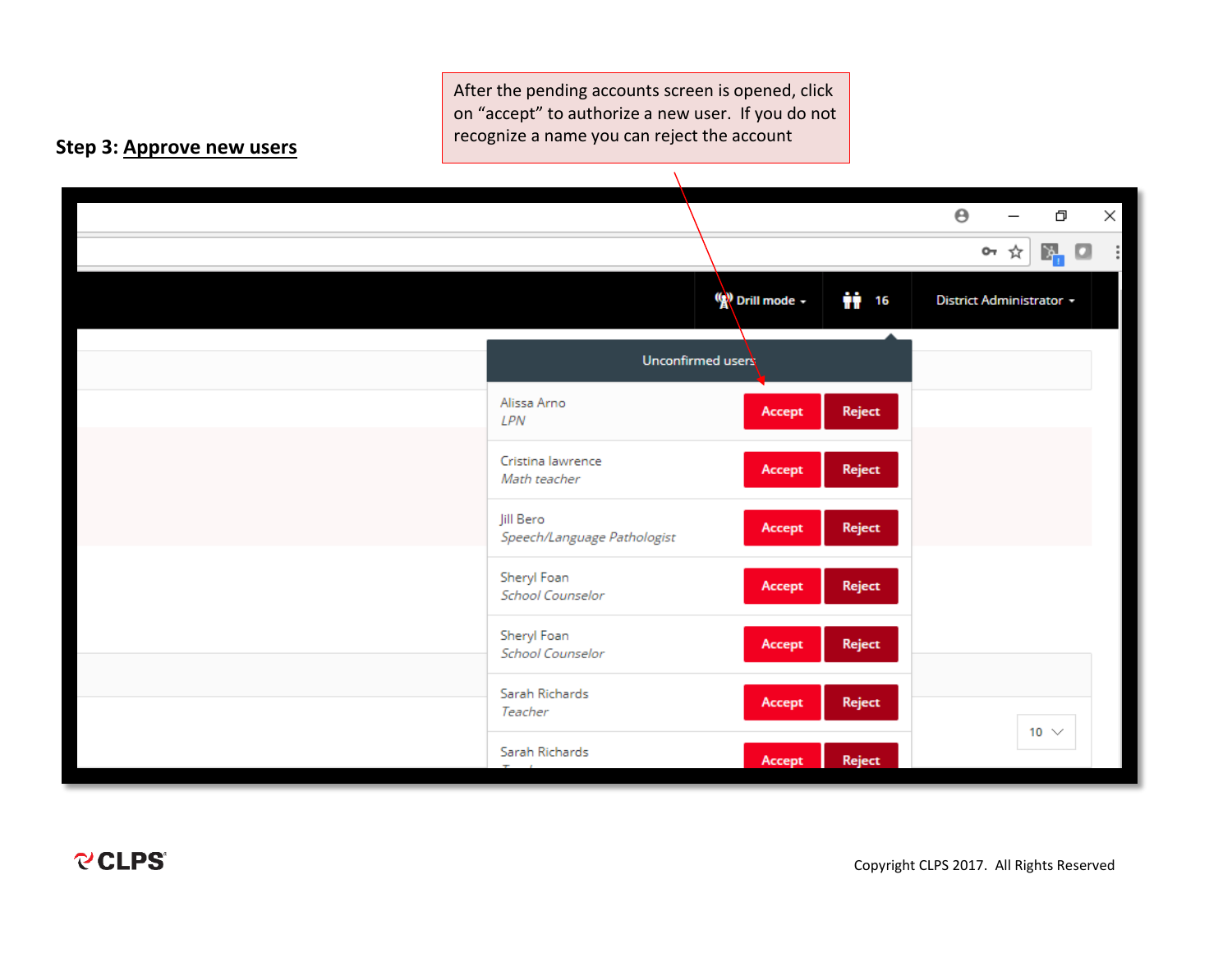**Step 3: Approve new users**

After the pending accounts screen is opened, click on "accept" to authorize a new user. If you do not recognize a name you can reject the account

Drill mode 16 District Administrator

Unconfirmed users

| | | |
|---|---|---|
| Alissa Arno *LPN* | Accept | Reject |
| Cristina lawrence *Math teacher* | Accept | Reject |
| Jill Bero *Speech/Language Pathologist* | Accept | Reject |
| Sheryl Foan *School Counselor* | Accept | Reject |
| Sheryl Foan *School Counselor* | Accept | Reject |
| Sarah Richards *Teacher* | Accept | Reject |
| Sarah Richards | Accept | Reject |

10

CLPS

Copyright CLPS 2017. All Rights Reserved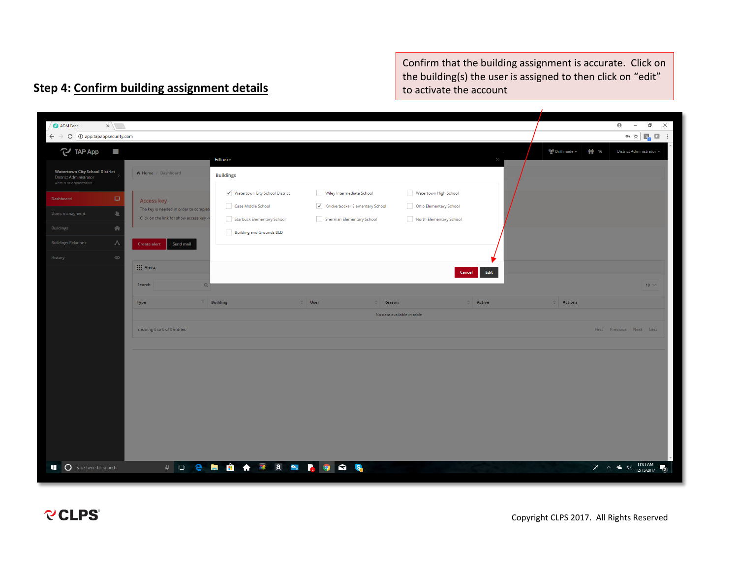## Step 4: Confirm building assignment details

Confirm that the building assignment is accurate. Click on the building(s) the user is assigned to then click on "edit" to activate the account

Copyright CLPS 2017. All Rights Reserved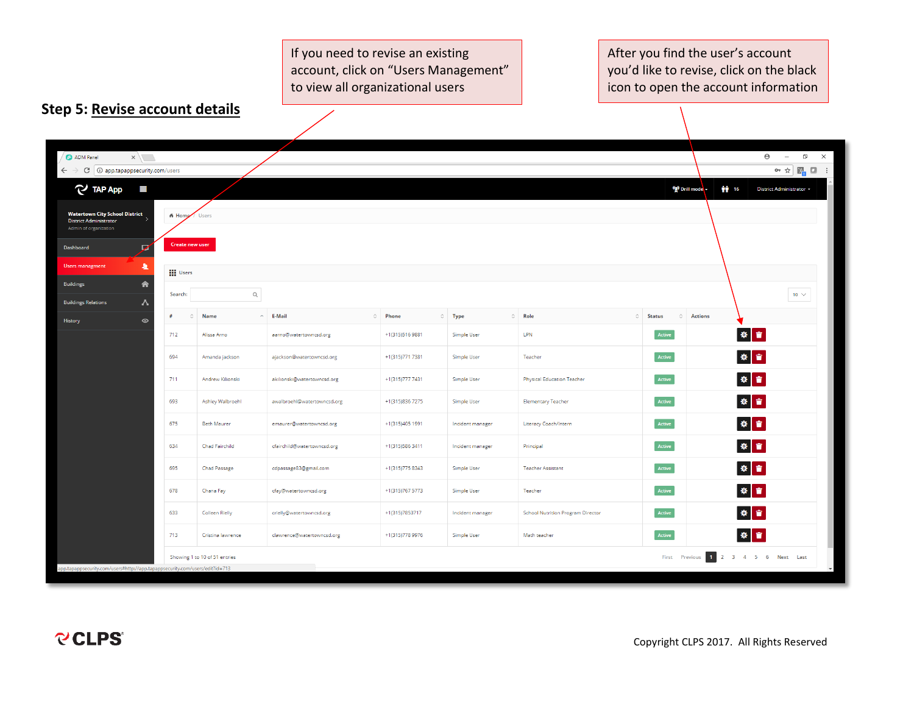## Step 5: Revise account details

If you need to revise an existing account, click on "Users Management" to view all organizational users

After you find the user's account you'd like to revise, click on the black icon to open the account information

Copyright CLPS 2017. All Rights Reserved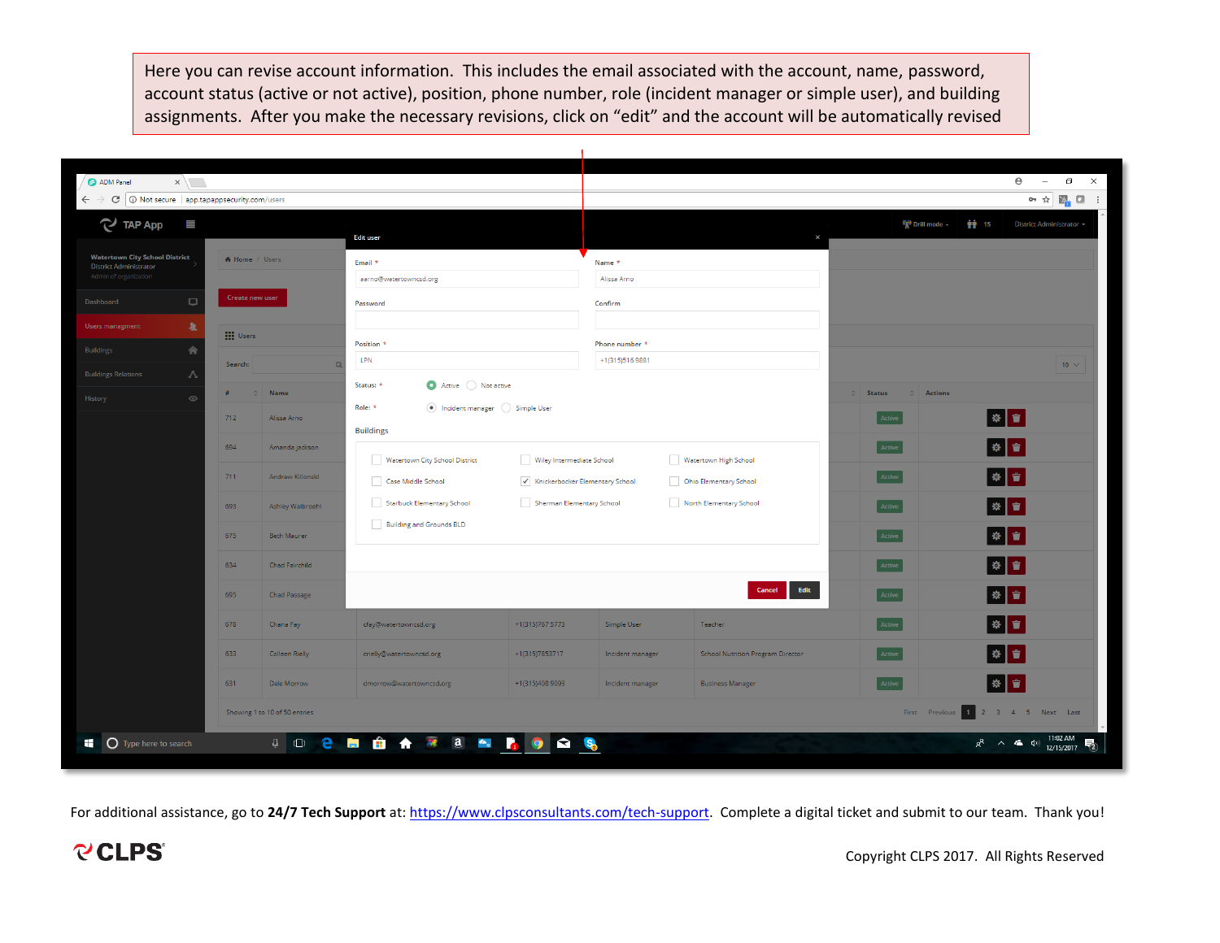Here you can revise account information. This includes the email associated with the account, name, password, account status (active or not active), position, phone number, role (incident manager or simple user), and building assignments. After you make the necessary revisions, click on “edit” and the account will be automatically revised

For additional assistance, go to **24/7 Tech Support** at: https://www.clpsconsultants.com/tech-support. Complete a digital ticket and submit to our team. Thank you!

CLPS

Copyright CLPS 2017. All Rights Reserved